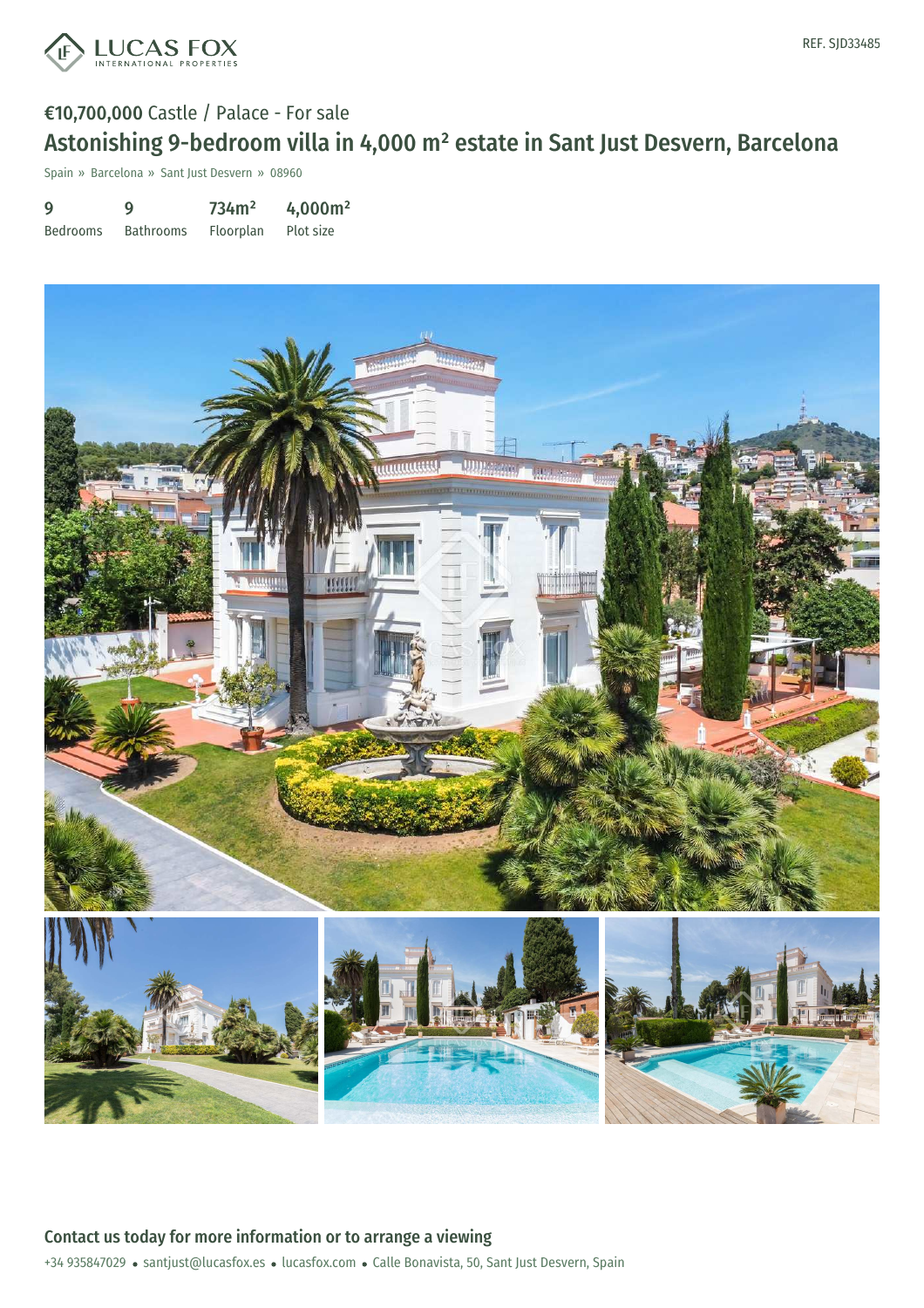REF. SJD33485

€10,700,000 Castle / Palace - For sale

# Astonishing 9-bedroom villa in 4,000 m² estate in Sant Just Desvern, Barcelona

Spain » Barcelona » Sant Just Desvern » 08960

| 9 | 9 | 734m² | 4,000m² |
|---|---|---|---|
| Bedrooms | Bathrooms | Floorplan | Plot size |

## Contact us today for more information or to arrange a viewing

+34 935847029 • santjust@lucasfox.es • lucasfox.com • Calle Bonavista, 50, Sant Just Desvern, Spain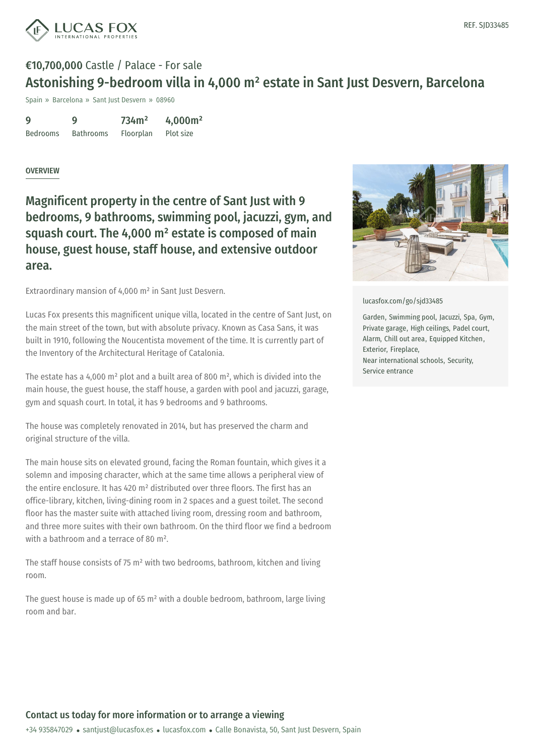REF. SJD33485

# €10,700,000 Castle / Palace - For sale

## Astonishing 9-bedroom villa in 4,000 m² estate in Sant Just Desvern, Barcelona

Spain » Barcelona » Sant Just Desvern » 08960

| 9 | 9 | 734m² | 4,000m² |
|---|---|---|---|
| Bedrooms | Bathrooms | Floorplan | Plot size |

OVERVIEW

### Magnificent property in the centre of Sant Just with 9 bedrooms, 9 bathrooms, swimming pool, jacuzzi, gym, and squash court. The 4,000 m² estate is composed of main house, guest house, staff house, and extensive outdoor area.

Extraordinary mansion of 4,000 m² in Sant Just Desvern.

Lucas Fox presents this magnificent unique villa, located in the centre of Sant Just, on the main street of the town, but with absolute privacy. Known as Casa Sans, it was built in 1910, following the Noucentista movement of the time. It is currently part of the Inventory of the Architectural Heritage of Catalonia.

The estate has a 4,000 m² plot and a built area of 800 m², which is divided into the main house, the guest house, the staff house, a garden with pool and jacuzzi, garage, gym and squash court. In total, it has 9 bedrooms and 9 bathrooms.

The house was completely renovated in 2014, but has preserved the charm and original structure of the villa.

The main house sits on elevated ground, facing the Roman fountain, which gives it a solemn and imposing character, which at the same time allows a peripheral view of the entire enclosure. It has 420 m² distributed over three floors. The first has an office-library, kitchen, living-dining room in 2 spaces and a guest toilet. The second floor has the master suite with attached living room, dressing room and bathroom, and three more suites with their own bathroom. On the third floor we find a bedroom with a bathroom and a terrace of 80 m².

The staff house consists of 75 m² with two bedrooms, bathroom, kitchen and living room.

The guest house is made up of 65 m² with a double bedroom, bathroom, large living room and bar.

lucasfox.com/go/sjd33485

Garden, Swimming pool, Jacuzzi, Spa, Gym, Private garage, High ceilings, Padel court, Alarm, Chill out area, Equipped Kitchen, Exterior, Fireplace, Near international schools, Security, Service entrance

**Contact us today for more information or to arrange a viewing**

+34 935847029 • santjust@lucasfox.es • lucasfox.com • Calle Bonavista, 50, Sant Just Desvern, Spain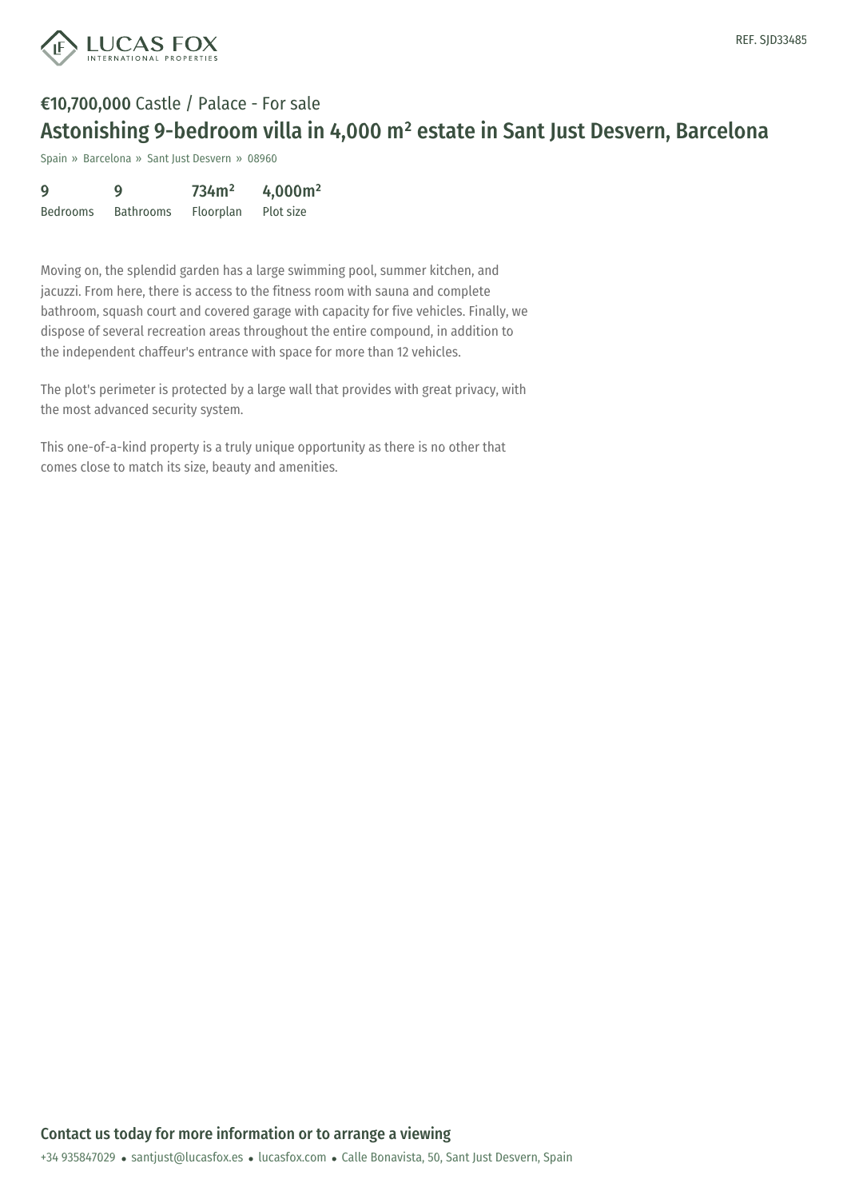**€10,700,000** Castle / Palace - For sale

# Astonishing 9-bedroom villa in 4,000 m² estate in Sant Just Desvern, Barcelona

Spain » Barcelona » Sant Just Desvern » 08960

| 9 | 9 | 734m² | 4,000m² |
|---|---|---|---|
| Bedrooms | Bathrooms | Floorplan | Plot size |

Moving on, the splendid garden has a large swimming pool, summer kitchen, and jacuzzi. From here, there is access to the fitness room with sauna and complete bathroom, squash court and covered garage with capacity for five vehicles. Finally, we dispose of several recreation areas throughout the entire compound, in addition to the independent chaffeur's entrance with space for more than 12 vehicles.

The plot's perimeter is protected by a large wall that provides with great privacy, with the most advanced security system.

This one-of-a-kind property is a truly unique opportunity as there is no other that comes close to match its size, beauty and amenities.

## Contact us today for more information or to arrange a viewing

+34 935847029 • santjust@lucasfox.es • lucasfox.com • Calle Bonavista, 50, Sant Just Desvern, Spain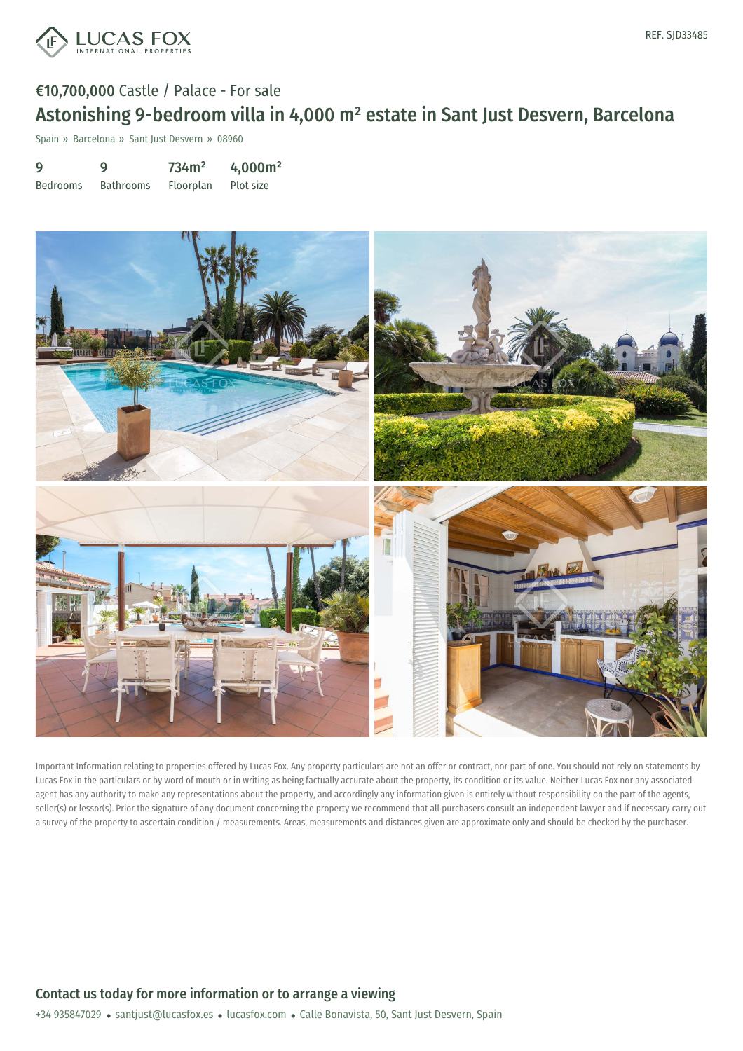LUCAS FOX INTERNATIONAL PROPERTIES

REF. SJD33485

# €10,700,000 Castle / Palace - For sale

## Astonishing 9-bedroom villa in 4,000 m² estate in Sant Just Desvern, Barcelona

Spain » Barcelona » Sant Just Desvern » 08960

| 9 | 9 | 734m² | 4,000m² |
|---|---|---|---|
| Bedrooms | Bathrooms | Floorplan | Plot size |

Important Information relating to properties offered by Lucas Fox. Any property particulars are not an offer or contract, nor part of one. You should not rely on statements by Lucas Fox in the particulars or by word of mouth or in writing as being factually accurate about the property, its condition or its value. Neither Lucas Fox nor any associated agent has any authority to make any representations about the property, and accordingly any information given is entirely without responsibility on the part of the agents, seller(s) or lessor(s). Prior the signature of any document concerning the property we recommend that all purchasers consult an independent lawyer and if necessary carry out a survey of the property to ascertain condition / measurements. Areas, measurements and distances given are approximate only and should be checked by the purchaser.

## Contact us today for more information or to arrange a viewing

+34 935847029 • santjust@lucasfox.es • lucasfox.com • Calle Bonavista, 50, Sant Just Desvern, Spain